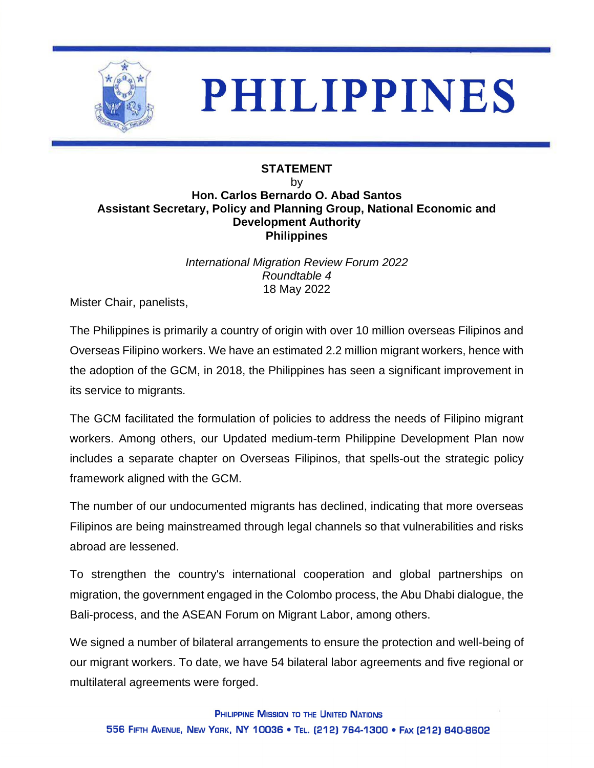# PHILIPPINES

**STATEMENT**

by

**Hon. Carlos Bernardo O. Abad Santos**
**Assistant Secretary, Policy and Planning Group, National Economic and Development Authority**
**Philippines**

*International Migration Review Forum 2022*
*Roundtable 4*
18 May 2022

Mister Chair, panelists,

The Philippines is primarily a country of origin with over 10 million overseas Filipinos and Overseas Filipino workers. We have an estimated 2.2 million migrant workers, hence with the adoption of the GCM, in 2018, the Philippines has seen a significant improvement in its service to migrants.

The GCM facilitated the formulation of policies to address the needs of Filipino migrant workers. Among others, our Updated medium-term Philippine Development Plan now includes a separate chapter on Overseas Filipinos, that spells-out the strategic policy framework aligned with the GCM.

The number of our undocumented migrants has declined, indicating that more overseas Filipinos are being mainstreamed through legal channels so that vulnerabilities and risks abroad are lessened.

To strengthen the country's international cooperation and global partnerships on migration, the government engaged in the Colombo process, the Abu Dhabi dialogue, the Bali-process, and the ASEAN Forum on Migrant Labor, among others.

We signed a number of bilateral arrangements to ensure the protection and well-being of our migrant workers. To date, we have 54 bilateral labor agreements and five regional or multilateral agreements were forged.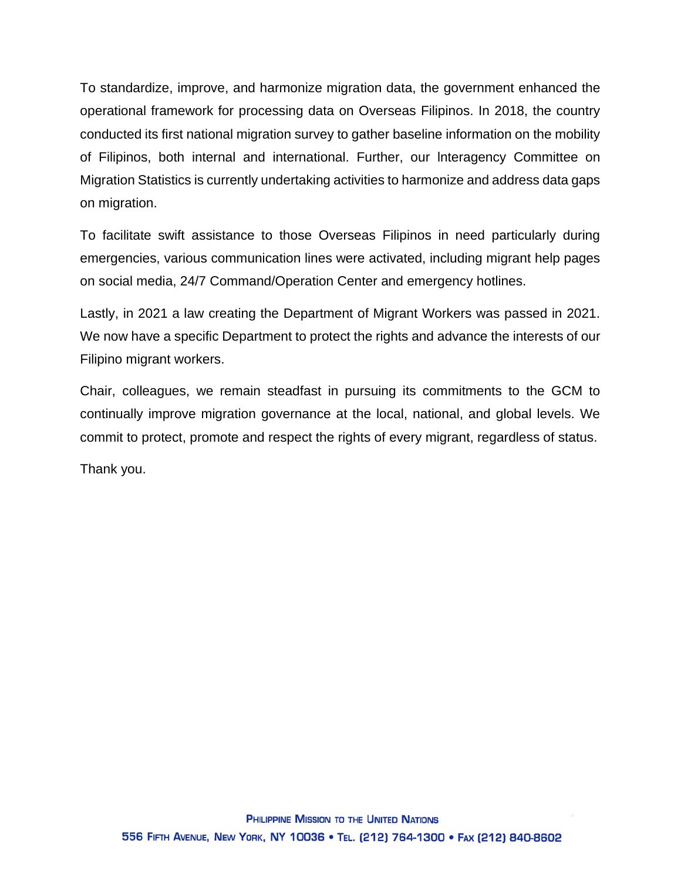To standardize, improve, and harmonize migration data, the government enhanced the operational framework for processing data on Overseas Filipinos. In 2018, the country conducted its first national migration survey to gather baseline information on the mobility of Filipinos, both internal and international. Further, our Interagency Committee on Migration Statistics is currently undertaking activities to harmonize and address data gaps on migration.

To facilitate swift assistance to those Overseas Filipinos in need particularly during emergencies, various communication lines were activated, including migrant help pages on social media, 24/7 Command/Operation Center and emergency hotlines.

Lastly, in 2021 a law creating the Department of Migrant Workers was passed in 2021. We now have a specific Department to protect the rights and advance the interests of our Filipino migrant workers.

Chair, colleagues, we remain steadfast in pursuing its commitments to the GCM to continually improve migration governance at the local, national, and global levels. We commit to protect, promote and respect the rights of every migrant, regardless of status.

Thank you.